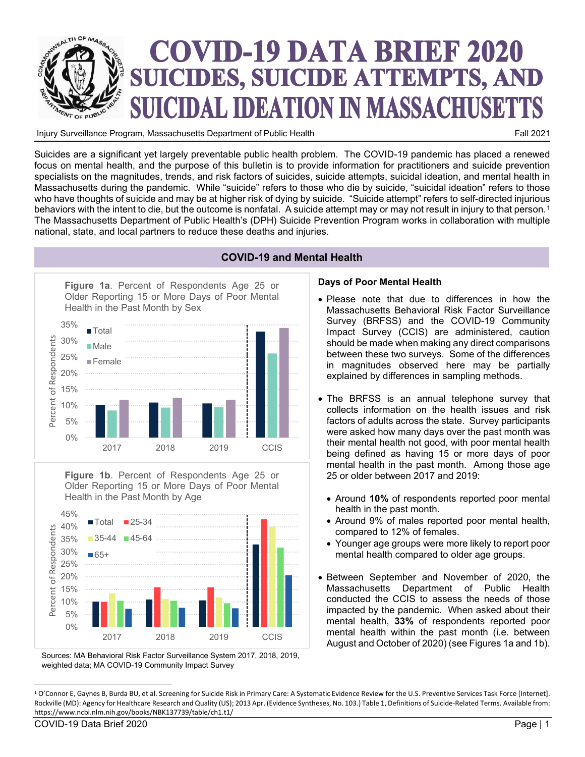# COVID-19 DATA BRIEF 2020
## SUICIDES, SUICIDE ATTEMPTS, AND SUICIDAL IDEATION IN MASSACHUSETTS

Injury Surveillance Program, Massachusetts Department of Public Health — Fall 2021

Suicides are a significant yet largely preventable public health problem. The COVID-19 pandemic has placed a renewed focus on mental health, and the purpose of this bulletin is to provide information for practitioners and suicide prevention specialists on the magnitudes, trends, and risk factors of suicides, suicide attempts, suicidal ideation, and mental health in Massachusetts during the pandemic. While "suicide" refers to those who die by suicide, "suicidal ideation" refers to those who have thoughts of suicide and may be at higher risk of dying by suicide. "Suicide attempt" refers to self-directed injurious behaviors with the intent to die, but the outcome is nonfatal. A suicide attempt may or may not result in injury to that person.[1] The Massachusetts Department of Public Health's (DPH) Suicide Prevention Program works in collaboration with multiple national, state, and local partners to reduce these deaths and injuries.

## COVID-19 and Mental Health

**Figure 1a**. Percent of Respondents Age 25 or Older Reporting 15 or More Days of Poor Mental Health in the Past Month by Sex

**Figure 1b**. Percent of Respondents Age 25 or Older Reporting 15 or More Days of Poor Mental Health in the Past Month by Age

Sources: MA Behavioral Risk Factor Surveillance System 2017, 2018, 2019, weighted data; MA COVID-19 Community Impact Survey

### Days of Poor Mental Health

- Please note that due to differences in how the Massachusetts Behavioral Risk Factor Surveillance Survey (BRFSS) and the COVID-19 Community Impact Survey (CCIS) are administered, caution should be made when making any direct comparisons between these two surveys. Some of the differences in magnitudes observed here may be partially explained by differences in sampling methods.

- The BRFSS is an annual telephone survey that collects information on the health issues and risk factors of adults across the state. Survey participants were asked how many days over the past month was their mental health not good, with poor mental health being defined as having 15 or more days of poor mental health in the past month. Among those age 25 or older between 2017 and 2019:

  - Around **10%** of respondents reported poor mental health in the past month.
  - Around 9% of males reported poor mental health, compared to 12% of females.
  - Younger age groups were more likely to report poor mental health compared to older age groups.

- Between September and November of 2020, the Massachusetts Department of Public Health conducted the CCIS to assess the needs of those impacted by the pandemic. When asked about their mental health, **33%** of respondents reported poor mental health within the past month (i.e. between August and October of 2020) (see Figures 1a and 1b).

---

[1] O'Connor E, Gaynes B, Burda BU, et al. Screening for Suicide Risk in Primary Care: A Systematic Evidence Review for the U.S. Preventive Services Task Force [Internet]. Rockville (MD): Agency for Healthcare Research and Quality (US); 2013 Apr. (Evidence Syntheses, No. 103.) Table 1, Definitions of Suicide-Related Terms. Available from: https://www.ncbi.nlm.nih.gov/books/NBK137739/table/ch1.t1/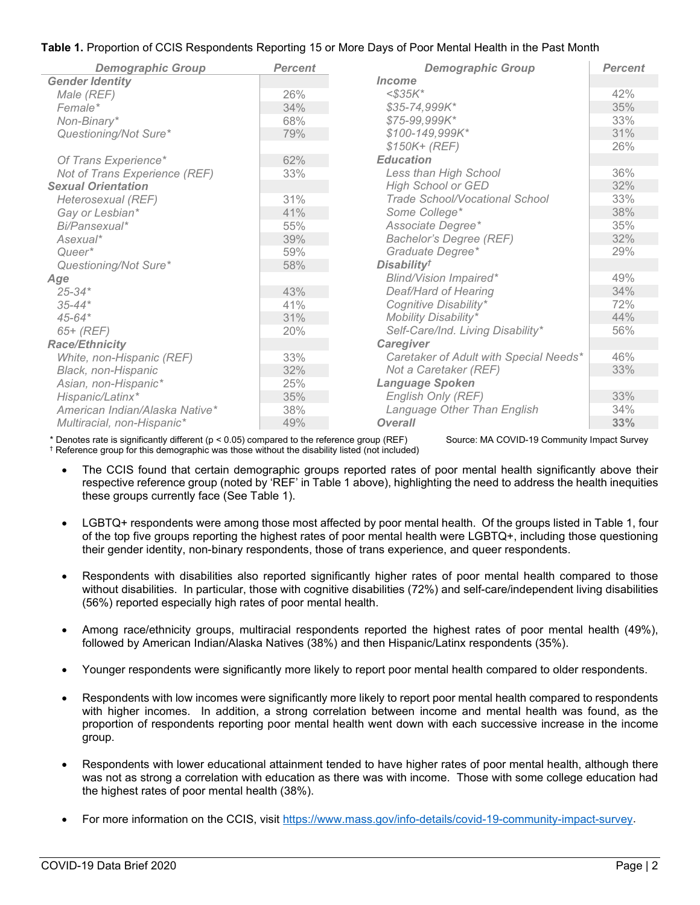**Table 1.** Proportion of CCIS Respondents Reporting 15 or More Days of Poor Mental Health in the Past Month

| Demographic Group | Percent | Demographic Group | Percent |
|---|---|---|---|
| **Gender Identity** | | **Income** | |
| Male (REF) | 26% | <$35K* | 42% |
| Female* | 34% | $35-74,999K* | 35% |
| Non-Binary* | 68% | $75-99,999K* | 33% |
| Questioning/Not Sure* | 79% | $100-149,999K* | 31% |
| | | $150K+ (REF) | 26% |
| Of Trans Experience* | 62% | **Education** | |
| Not of Trans Experience (REF) | 33% | Less than High School | 36% |
| **Sexual Orientation** | | High School or GED | 32% |
| Heterosexual (REF) | 31% | Trade School/Vocational School | 33% |
| Gay or Lesbian* | 41% | Some College* | 38% |
| Bi/Pansexual* | 55% | Associate Degree* | 35% |
| Asexual* | 39% | Bachelor's Degree (REF) | 32% |
| Queer* | 59% | Graduate Degree* | 29% |
| Questioning/Not Sure* | 58% | **Disability†** | |
| **Age** | | Blind/Vision Impaired* | 49% |
| 25-34* | 43% | Deaf/Hard of Hearing | 34% |
| 35-44* | 41% | Cognitive Disability* | 72% |
| 45-64* | 31% | Mobility Disability* | 44% |
| 65+ (REF) | 20% | Self-Care/Ind. Living Disability* | 56% |
| **Race/Ethnicity** | | **Caregiver** | |
| White, non-Hispanic (REF) | 33% | Caretaker of Adult with Special Needs* | 46% |
| Black, non-Hispanic | 32% | Not a Caretaker (REF) | 33% |
| Asian, non-Hispanic* | 25% | **Language Spoken** | |
| Hispanic/Latinx* | 35% | English Only (REF) | 33% |
| American Indian/Alaska Native* | 38% | Language Other Than English | 34% |
| Multiracial, non-Hispanic* | 49% | **Overall** | **33%** |

\* Denotes rate is significantly different ($p < 0.05$) compared to the reference group (REF)
† Reference group for this demographic was those without the disability listed (not included)

Source: MA COVID-19 Community Impact Survey

- The CCIS found that certain demographic groups reported rates of poor mental health significantly above their respective reference group (noted by 'REF' in Table 1 above), highlighting the need to address the health inequities these groups currently face (See Table 1).

- LGBTQ+ respondents were among those most affected by poor mental health. Of the groups listed in Table 1, four of the top five groups reporting the highest rates of poor mental health were LGBTQ+, including those questioning their gender identity, non-binary respondents, those of trans experience, and queer respondents.

- Respondents with disabilities also reported significantly higher rates of poor mental health compared to those without disabilities. In particular, those with cognitive disabilities (72%) and self-care/independent living disabilities (56%) reported especially high rates of poor mental health.

- Among race/ethnicity groups, multiracial respondents reported the highest rates of poor mental health (49%), followed by American Indian/Alaska Natives (38%) and then Hispanic/Latinx respondents (35%).

- Younger respondents were significantly more likely to report poor mental health compared to older respondents.

- Respondents with low incomes were significantly more likely to report poor mental health compared to respondents with higher incomes. In addition, a strong correlation between income and mental health was found, as the proportion of respondents reporting poor mental health went down with each successive increase in the income group.

- Respondents with lower educational attainment tended to have higher rates of poor mental health, although there was not as strong a correlation with education as there was with income. Those with some college education had the highest rates of poor mental health (38%).

- For more information on the CCIS, visit https://www.mass.gov/info-details/covid-19-community-impact-survey.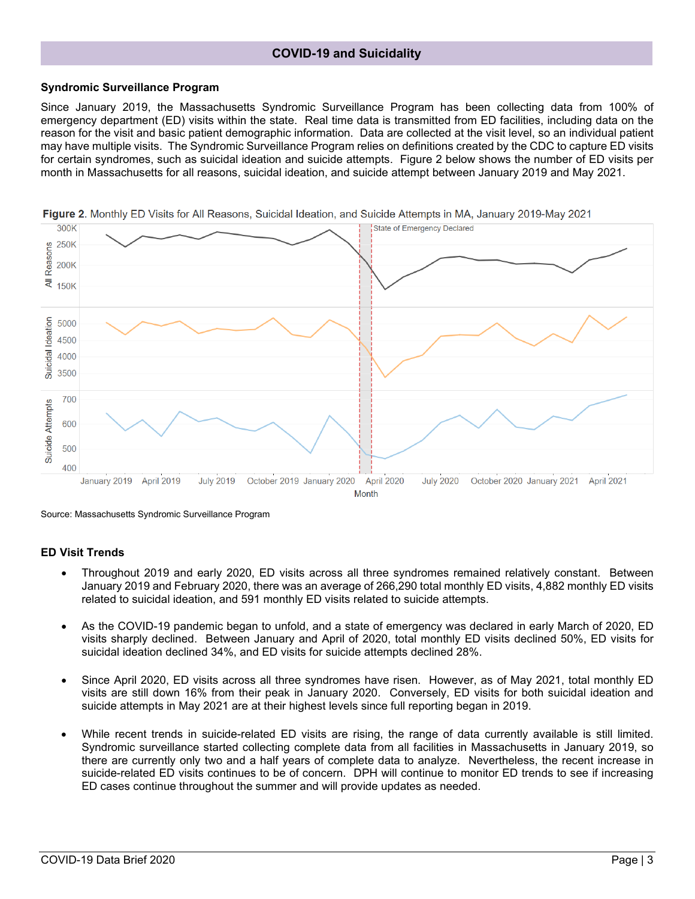## COVID-19 and Suicidality

### Syndromic Surveillance Program

Since January 2019, the Massachusetts Syndromic Surveillance Program has been collecting data from 100% of emergency department (ED) visits within the state. Real time data is transmitted from ED facilities, including data on the reason for the visit and basic patient demographic information. Data are collected at the visit level, so an individual patient may have multiple visits. The Syndromic Surveillance Program relies on definitions created by the CDC to capture ED visits for certain syndromes, such as suicidal ideation and suicide attempts. Figure 2 below shows the number of ED visits per month in Massachusetts for all reasons, suicidal ideation, and suicide attempt between January 2019 and May 2021.

**Figure 2**. Monthly ED Visits for All Reasons, Suicidal Ideation, and Suicide Attempts in MA, January 2019-May 2021

Source: Massachusetts Syndromic Surveillance Program

### ED Visit Trends

- Throughout 2019 and early 2020, ED visits across all three syndromes remained relatively constant. Between January 2019 and February 2020, there was an average of 266,290 total monthly ED visits, 4,882 monthly ED visits related to suicidal ideation, and 591 monthly ED visits related to suicide attempts.

- As the COVID-19 pandemic began to unfold, and a state of emergency was declared in early March of 2020, ED visits sharply declined. Between January and April of 2020, total monthly ED visits declined 50%, ED visits for suicidal ideation declined 34%, and ED visits for suicide attempts declined 28%.

- Since April 2020, ED visits across all three syndromes have risen. However, as of May 2021, total monthly ED visits are still down 16% from their peak in January 2020. Conversely, ED visits for both suicidal ideation and suicide attempts in May 2021 are at their highest levels since full reporting began in 2019.

- While recent trends in suicide-related ED visits are rising, the range of data currently available is still limited. Syndromic surveillance started collecting complete data from all facilities in Massachusetts in January 2019, so there are currently only two and a half years of complete data to analyze. Nevertheless, the recent increase in suicide-related ED visits continues to be of concern. DPH will continue to monitor ED trends to see if increasing ED cases continue throughout the summer and will provide updates as needed.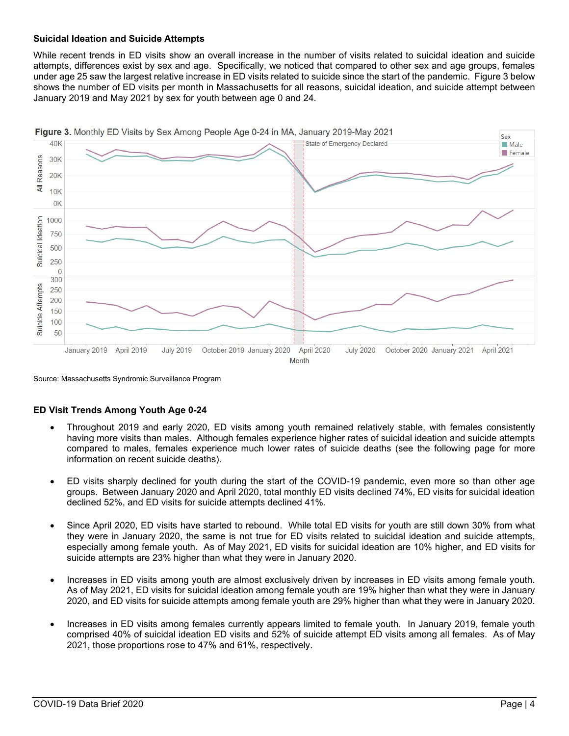### Suicidal Ideation and Suicide Attempts

While recent trends in ED visits show an overall increase in the number of visits related to suicidal ideation and suicide attempts, differences exist by sex and age. Specifically, we noticed that compared to other sex and age groups, females under age 25 saw the largest relative increase in ED visits related to suicide since the start of the pandemic. Figure 3 below shows the number of ED visits per month in Massachusetts for all reasons, suicidal ideation, and suicide attempt between January 2019 and May 2021 by sex for youth between age 0 and 24.

**Figure 3.** Monthly ED Visits by Sex Among People Age 0-24 in MA, January 2019-May 2021

Source: Massachusetts Syndromic Surveillance Program

### ED Visit Trends Among Youth Age 0-24

- Throughout 2019 and early 2020, ED visits among youth remained relatively stable, with females consistently having more visits than males. Although females experience higher rates of suicidal ideation and suicide attempts compared to males, females experience much lower rates of suicide deaths (see the following page for more information on recent suicide deaths).
- ED visits sharply declined for youth during the start of the COVID-19 pandemic, even more so than other age groups. Between January 2020 and April 2020, total monthly ED visits declined 74%, ED visits for suicidal ideation declined 52%, and ED visits for suicide attempts declined 41%.
- Since April 2020, ED visits have started to rebound. While total ED visits for youth are still down 30% from what they were in January 2020, the same is not true for ED visits related to suicidal ideation and suicide attempts, especially among female youth. As of May 2021, ED visits for suicidal ideation are 10% higher, and ED visits for suicide attempts are 23% higher than what they were in January 2020.
- Increases in ED visits among youth are almost exclusively driven by increases in ED visits among female youth. As of May 2021, ED visits for suicidal ideation among female youth are 19% higher than what they were in January 2020, and ED visits for suicide attempts among female youth are 29% higher than what they were in January 2020.
- Increases in ED visits among females currently appears limited to female youth. In January 2019, female youth comprised 40% of suicidal ideation ED visits and 52% of suicide attempt ED visits among all females. As of May 2021, those proportions rose to 47% and 61%, respectively.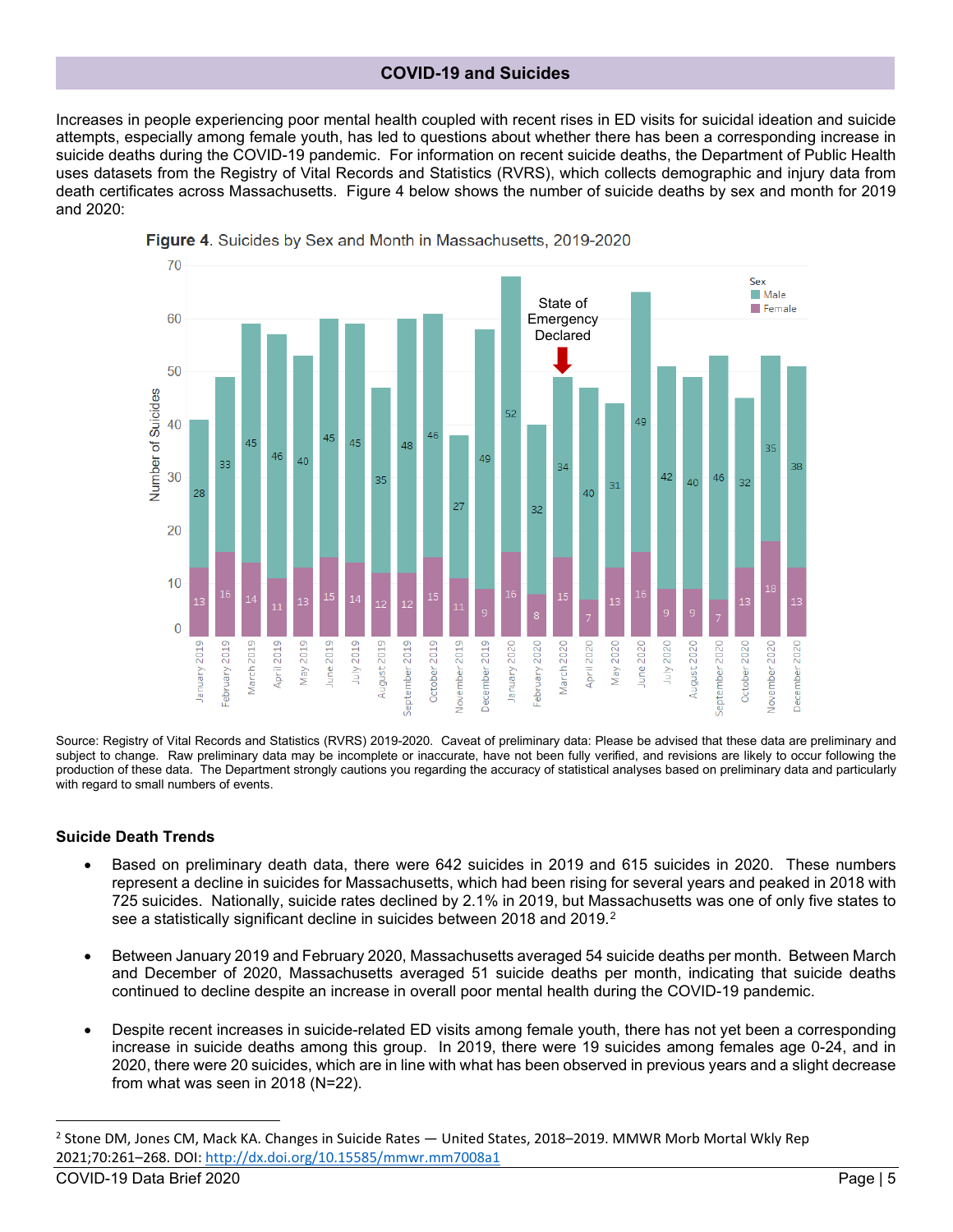## COVID-19 and Suicides

Increases in people experiencing poor mental health coupled with recent rises in ED visits for suicidal ideation and suicide attempts, especially among female youth, has led to questions about whether there has been a corresponding increase in suicide deaths during the COVID-19 pandemic. For information on recent suicide deaths, the Department of Public Health uses datasets from the Registry of Vital Records and Statistics (RVRS), which collects demographic and injury data from death certificates across Massachusetts. Figure 4 below shows the number of suicide deaths by sex and month for 2019 and 2020:

**Figure 4**. Suicides by Sex and Month in Massachusetts, 2019-2020

| Month | Male | Female |
|---|---|---|
| January 2019 | 28 | 13 |
| February 2019 | 33 | 16 |
| March 2019 | 45 | 14 |
| April 2019 | 46 | 11 |
| May 2019 | 40 | 13 |
| June 2019 | 45 | 15 |
| July 2019 | 45 | 14 |
| August 2019 | 35 | 12 |
| September 2019 | 48 | 12 |
| October 2019 | 46 | 15 |
| November 2019 | 27 | 11 |
| December 2019 | 49 | 9 |
| January 2020 | 52 | 16 |
| February 2020 | 32 | 8 |
| March 2020 (State of Emergency Declared) | 34 | 15 |
| April 2020 | 40 | 7 |
| May 2020 | 31 | 13 |
| June 2020 | 49 | 16 |
| July 2020 | 42 | 9 |
| August 2020 | 40 | 9 |
| September 2020 | 46 | 7 |
| October 2020 | 32 | 13 |
| November 2020 | 35 | 18 |
| December 2020 | 38 | 13 |

Source: Registry of Vital Records and Statistics (RVRS) 2019-2020. Caveat of preliminary data: Please be advised that these data are preliminary and subject to change. Raw preliminary data may be incomplete or inaccurate, have not been fully verified, and revisions are likely to occur following the production of these data. The Department strongly cautions you regarding the accuracy of statistical analyses based on preliminary data and particularly with regard to small numbers of events.

### Suicide Death Trends

- Based on preliminary death data, there were 642 suicides in 2019 and 615 suicides in 2020. These numbers represent a decline in suicides for Massachusetts, which had been rising for several years and peaked in 2018 with 725 suicides. Nationally, suicide rates declined by 2.1% in 2019, but Massachusetts was one of only five states to see a statistically significant decline in suicides between 2018 and 2019.[2]

- Between January 2019 and February 2020, Massachusetts averaged 54 suicide deaths per month. Between March and December of 2020, Massachusetts averaged 51 suicide deaths per month, indicating that suicide deaths continued to decline despite an increase in overall poor mental health during the COVID-19 pandemic.

- Despite recent increases in suicide-related ED visits among female youth, there has not yet been a corresponding increase in suicide deaths among this group. In 2019, there were 19 suicides among females age 0-24, and in 2020, there were 20 suicides, which are in line with what has been observed in previous years and a slight decrease from what was seen in 2018 (N=22).

---

[2] Stone DM, Jones CM, Mack KA. Changes in Suicide Rates — United States, 2018–2019. MMWR Morb Mortal Wkly Rep 2021;70:261–268. DOI: http://dx.doi.org/10.15585/mmwr.mm7008a1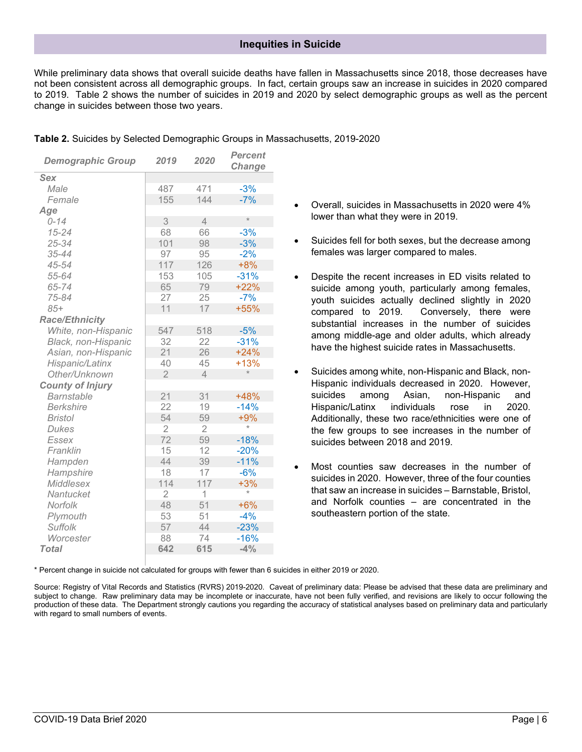## Inequities in Suicide

While preliminary data shows that overall suicide deaths have fallen in Massachusetts since 2018, those decreases have not been consistent across all demographic groups. In fact, certain groups saw an increase in suicides in 2020 compared to 2019. Table 2 shows the number of suicides in 2019 and 2020 by select demographic groups as well as the percent change in suicides between those two years.

**Table 2.** Suicides by Selected Demographic Groups in Massachusetts, 2019-2020

| *Demographic Group* | *2019* | *2020* | *Percent Change* |
|---|---|---|---|
| ***Sex*** | | | |
| *Male* | 487 | 471 | -3% |
| *Female* | 155 | 144 | -7% |
| ***Age*** | | | |
| *0-14* | 3 | 4 | * |
| *15-24* | 68 | 66 | -3% |
| *25-34* | 101 | 98 | -3% |
| *35-44* | 97 | 95 | -2% |
| *45-54* | 117 | 126 | +8% |
| *55-64* | 153 | 105 | -31% |
| *65-74* | 65 | 79 | +22% |
| *75-84* | 27 | 25 | -7% |
| *85+* | 11 | 17 | +55% |
| ***Race/Ethnicity*** | | | |
| *White, non-Hispanic* | 547 | 518 | -5% |
| *Black, non-Hispanic* | 32 | 22 | -31% |
| *Asian, non-Hispanic* | 21 | 26 | +24% |
| *Hispanic/Latinx* | 40 | 45 | +13% |
| *Other/Unknown* | 2 | 4 | * |
| ***County of Injury*** | | | |
| *Barnstable* | 21 | 31 | +48% |
| *Berkshire* | 22 | 19 | -14% |
| *Bristol* | 54 | 59 | +9% |
| *Dukes* | 2 | 2 | * |
| *Essex* | 72 | 59 | -18% |
| *Franklin* | 15 | 12 | -20% |
| *Hampden* | 44 | 39 | -11% |
| *Hampshire* | 18 | 17 | -6% |
| *Middlesex* | 114 | 117 | +3% |
| *Nantucket* | 2 | 1 | * |
| *Norfolk* | 48 | 51 | +6% |
| *Plymouth* | 53 | 51 | -4% |
| *Suffolk* | 57 | 44 | -23% |
| *Worcester* | 88 | 74 | -16% |
| ***Total*** | **642** | **615** | **-4%** |

- Overall, suicides in Massachusetts in 2020 were 4% lower than what they were in 2019.
- Suicides fell for both sexes, but the decrease among females was larger compared to males.
- Despite the recent increases in ED visits related to suicide among youth, particularly among females, youth suicides actually declined slightly in 2020 compared to 2019. Conversely, there were substantial increases in the number of suicides among middle-age and older adults, which already have the highest suicide rates in Massachusetts.
- Suicides among white, non-Hispanic and Black, non-Hispanic individuals decreased in 2020. However, suicides among Asian, non-Hispanic and Hispanic/Latinx individuals rose in 2020. Additionally, these two race/ethnicities were one of the few groups to see increases in the number of suicides between 2018 and 2019.
- Most counties saw decreases in the number of suicides in 2020. However, three of the four counties that saw an increase in suicides – Barnstable, Bristol, and Norfolk counties – are concentrated in the southeastern portion of the state.

* Percent change in suicide not calculated for groups with fewer than 6 suicides in either 2019 or 2020.

Source: Registry of Vital Records and Statistics (RVRS) 2019-2020. Caveat of preliminary data: Please be advised that these data are preliminary and subject to change. Raw preliminary data may be incomplete or inaccurate, have not been fully verified, and revisions are likely to occur following the production of these data. The Department strongly cautions you regarding the accuracy of statistical analyses based on preliminary data and particularly with regard to small numbers of events.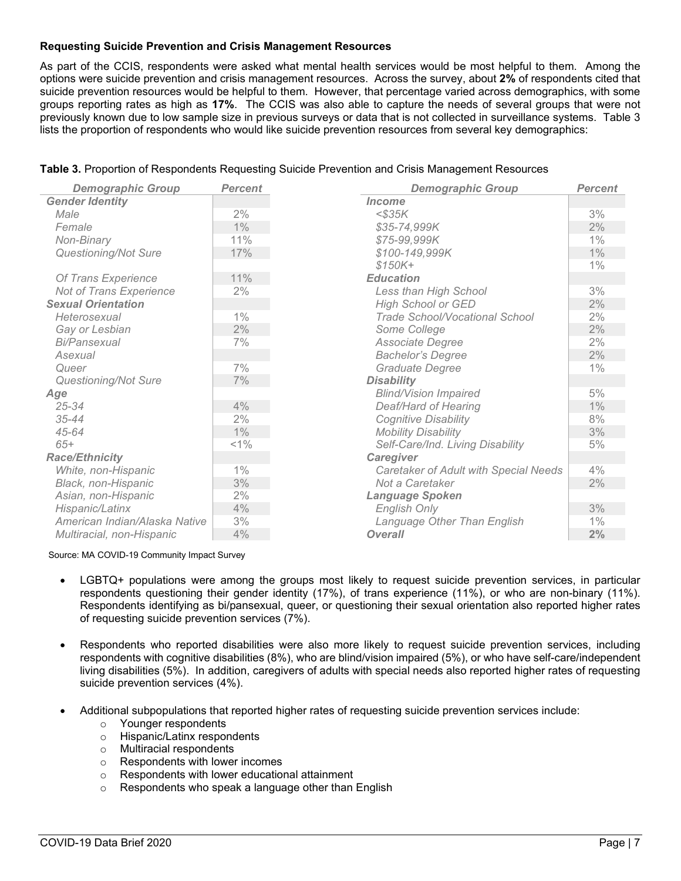### Requesting Suicide Prevention and Crisis Management Resources

As part of the CCIS, respondents were asked what mental health services would be most helpful to them. Among the options were suicide prevention and crisis management resources. Across the survey, about **2%** of respondents cited that suicide prevention resources would be helpful to them. However, that percentage varied across demographics, with some groups reporting rates as high as **17%**. The CCIS was also able to capture the needs of several groups that were not previously known due to low sample size in previous surveys or data that is not collected in surveillance systems. Table 3 lists the proportion of respondents who would like suicide prevention resources from several key demographics:

**Table 3.** Proportion of Respondents Requesting Suicide Prevention and Crisis Management Resources

| *Demographic Group* | *Percent* | *Demographic Group* | *Percent* |
|---|---|---|---|
| ***Gender Identity*** | | ***Income*** | |
| *Male* | 2% | *<$35K* | 3% |
| *Female* | 1% | *$35-74,999K* | 2% |
| *Non-Binary* | 11% | *$75-99,999K* | 1% |
| *Questioning/Not Sure* | 17% | *$100-149,999K* | 1% |
| | | *$150K+* | 1% |
| *Of Trans Experience* | 11% | ***Education*** | |
| *Not of Trans Experience* | 2% | *Less than High School* | 3% |
| ***Sexual Orientation*** | | *High School or GED* | 2% |
| *Heterosexual* | 1% | *Trade School/Vocational School* | 2% |
| *Gay or Lesbian* | 2% | *Some College* | 2% |
| *Bi/Pansexual* | 7% | *Associate Degree* | 2% |
| *Asexual* | | *Bachelor's Degree* | 2% |
| *Queer* | 7% | *Graduate Degree* | 1% |
| *Questioning/Not Sure* | 7% | ***Disability*** | |
| ***Age*** | | *Blind/Vision Impaired* | 5% |
| *25-34* | 4% | *Deaf/Hard of Hearing* | 1% |
| *35-44* | 2% | *Cognitive Disability* | 8% |
| *45-64* | 1% | *Mobility Disability* | 3% |
| *65+* | <1% | *Self-Care/Ind. Living Disability* | 5% |
| ***Race/Ethnicity*** | | ***Caregiver*** | |
| *White, non-Hispanic* | 1% | *Caretaker of Adult with Special Needs* | 4% |
| *Black, non-Hispanic* | 3% | *Not a Caretaker* | 2% |
| *Asian, non-Hispanic* | 2% | ***Language Spoken*** | |
| *Hispanic/Latinx* | 4% | *English Only* | 3% |
| *American Indian/Alaska Native* | 3% | *Language Other Than English* | 1% |
| *Multiracial, non-Hispanic* | 4% | ***Overall*** | **2%** |

Source: MA COVID-19 Community Impact Survey

- LGBTQ+ populations were among the groups most likely to request suicide prevention services, in particular respondents questioning their gender identity (17%), of trans experience (11%), or who are non-binary (11%). Respondents identifying as bi/pansexual, queer, or questioning their sexual orientation also reported higher rates of requesting suicide prevention services (7%).

- Respondents who reported disabilities were also more likely to request suicide prevention services, including respondents with cognitive disabilities (8%), who are blind/vision impaired (5%), or who have self-care/independent living disabilities (5%). In addition, caregivers of adults with special needs also reported higher rates of requesting suicide prevention services (4%).

- Additional subpopulations that reported higher rates of requesting suicide prevention services include:
  - Younger respondents
  - Hispanic/Latinx respondents
  - Multiracial respondents
  - Respondents with lower incomes
  - Respondents with lower educational attainment
  - Respondents who speak a language other than English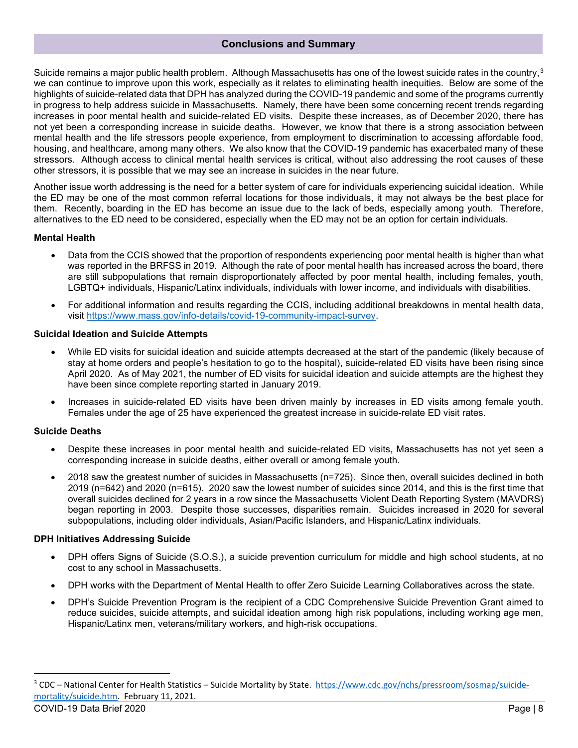## Conclusions and Summary

Suicide remains a major public health problem. Although Massachusetts has one of the lowest suicide rates in the country,[3] we can continue to improve upon this work, especially as it relates to eliminating health inequities. Below are some of the highlights of suicide-related data that DPH has analyzed during the COVID-19 pandemic and some of the programs currently in progress to help address suicide in Massachusetts. Namely, there have been some concerning recent trends regarding increases in poor mental health and suicide-related ED visits. Despite these increases, as of December 2020, there has not yet been a corresponding increase in suicide deaths. However, we know that there is a strong association between mental health and the life stressors people experience, from employment to discrimination to accessing affordable food, housing, and healthcare, among many others. We also know that the COVID-19 pandemic has exacerbated many of these stressors. Although access to clinical mental health services is critical, without also addressing the root causes of these other stressors, it is possible that we may see an increase in suicides in the near future.

Another issue worth addressing is the need for a better system of care for individuals experiencing suicidal ideation. While the ED may be one of the most common referral locations for those individuals, it may not always be the best place for them. Recently, boarding in the ED has become an issue due to the lack of beds, especially among youth. Therefore, alternatives to the ED need to be considered, especially when the ED may not be an option for certain individuals.

**Mental Health**

- Data from the CCIS showed that the proportion of respondents experiencing poor mental health is higher than what was reported in the BRFSS in 2019. Although the rate of poor mental health has increased across the board, there are still subpopulations that remain disproportionately affected by poor mental health, including females, youth, LGBTQ+ individuals, Hispanic/Latinx individuals, individuals with lower income, and individuals with disabilities.
- For additional information and results regarding the CCIS, including additional breakdowns in mental health data, visit https://www.mass.gov/info-details/covid-19-community-impact-survey.

**Suicidal Ideation and Suicide Attempts**

- While ED visits for suicidal ideation and suicide attempts decreased at the start of the pandemic (likely because of stay at home orders and people's hesitation to go to the hospital), suicide-related ED visits have been rising since April 2020. As of May 2021, the number of ED visits for suicidal ideation and suicide attempts are the highest they have been since complete reporting started in January 2019.
- Increases in suicide-related ED visits have been driven mainly by increases in ED visits among female youth. Females under the age of 25 have experienced the greatest increase in suicide-relate ED visit rates.

**Suicide Deaths**

- Despite these increases in poor mental health and suicide-related ED visits, Massachusetts has not yet seen a corresponding increase in suicide deaths, either overall or among female youth.
- 2018 saw the greatest number of suicides in Massachusetts (n=725). Since then, overall suicides declined in both 2019 (n=642) and 2020 (n=615). 2020 saw the lowest number of suicides since 2014, and this is the first time that overall suicides declined for 2 years in a row since the Massachusetts Violent Death Reporting System (MAVDRS) began reporting in 2003. Despite those successes, disparities remain. Suicides increased in 2020 for several subpopulations, including older individuals, Asian/Pacific Islanders, and Hispanic/Latinx individuals.

**DPH Initiatives Addressing Suicide**

- DPH offers Signs of Suicide (S.O.S.), a suicide prevention curriculum for middle and high school students, at no cost to any school in Massachusetts.
- DPH works with the Department of Mental Health to offer Zero Suicide Learning Collaboratives across the state.
- DPH's Suicide Prevention Program is the recipient of a CDC Comprehensive Suicide Prevention Grant aimed to reduce suicides, suicide attempts, and suicidal ideation among high risk populations, including working age men, Hispanic/Latinx men, veterans/military workers, and high-risk occupations.

[3] CDC – National Center for Health Statistics – Suicide Mortality by State. https://www.cdc.gov/nchs/pressroom/sosmap/suicide-mortality/suicide.htm. February 11, 2021.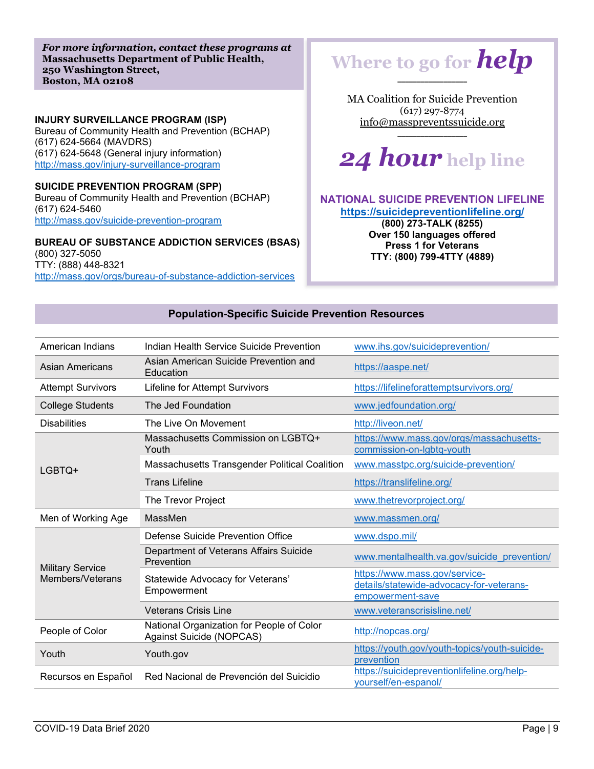***For more information, contact these programs at***
**Massachusetts Department of Public Health,**
**250 Washington Street,**
**Boston, MA 02108**

**INJURY SURVEILLANCE PROGRAM (ISP)**
Bureau of Community Health and Prevention (BCHAP)
(617) 624-5664 (MAVDRS)
(617) 624-5648 (General injury information)
http://mass.gov/injury-surveillance-program

**SUICIDE PREVENTION PROGRAM (SPP)**
Bureau of Community Health and Prevention (BCHAP)
(617) 624-5460
http://mass.gov/suicide-prevention-program

**BUREAU OF SUBSTANCE ADDICTION SERVICES (BSAS)**
(800) 327-5050
TTY: (888) 448-8321
http://mass.gov/orgs/bureau-of-substance-addiction-services

## Where to go for *help*

MA Coalition for Suicide Prevention
(617) 297-8774
info@masspreventssuicide.org

## *24 hour* help line

**NATIONAL SUICIDE PREVENTION LIFELINE**
**https://suicidepreventionlifeline.org/**
**(800) 273-TALK (8255)**
**Over 150 languages offered**
**Press 1 for Veterans**
**TTY: (800) 799-4TTY (4889)**

### Population-Specific Suicide Prevention Resources

| | | |
|---|---|---|
| American Indians | Indian Health Service Suicide Prevention | www.ihs.gov/suicideprevention/ |
| Asian Americans | Asian American Suicide Prevention and Education | https://aaspe.net/ |
| Attempt Survivors | Lifeline for Attempt Survivors | https://lifelineforattemptsurvivors.org/ |
| College Students | The Jed Foundation | www.jedfoundation.org/ |
| Disabilities | The Live On Movement | http://liveon.net/ |
| LGBTQ+ | Massachusetts Commission on LGBTQ+ Youth | https://www.mass.gov/orgs/massachusetts-commission-on-lgbtq-youth |
| | Massachusetts Transgender Political Coalition | www.masstpc.org/suicide-prevention/ |
| | Trans Lifeline | https://translifeline.org/ |
| | The Trevor Project | www.thetrevorproject.org/ |
| Men of Working Age | MassMen | www.massmen.org/ |
| Military Service Members/Veterans | Defense Suicide Prevention Office | www.dspo.mil/ |
| | Department of Veterans Affairs Suicide Prevention | www.mentalhealth.va.gov/suicide_prevention/ |
| | Statewide Advocacy for Veterans' Empowerment | https://www.mass.gov/service-details/statewide-advocacy-for-veterans-empowerment-save |
| | Veterans Crisis Line | www.veteranscrisisline.net/ |
| People of Color | National Organization for People of Color Against Suicide (NOPCAS) | http://nopcas.org/ |
| Youth | Youth.gov | https://youth.gov/youth-topics/youth-suicide-prevention |
| Recursos en Español | Red Nacional de Prevención del Suicidio | https://suicidepreventionlifeline.org/help-yourself/en-espanol/ |